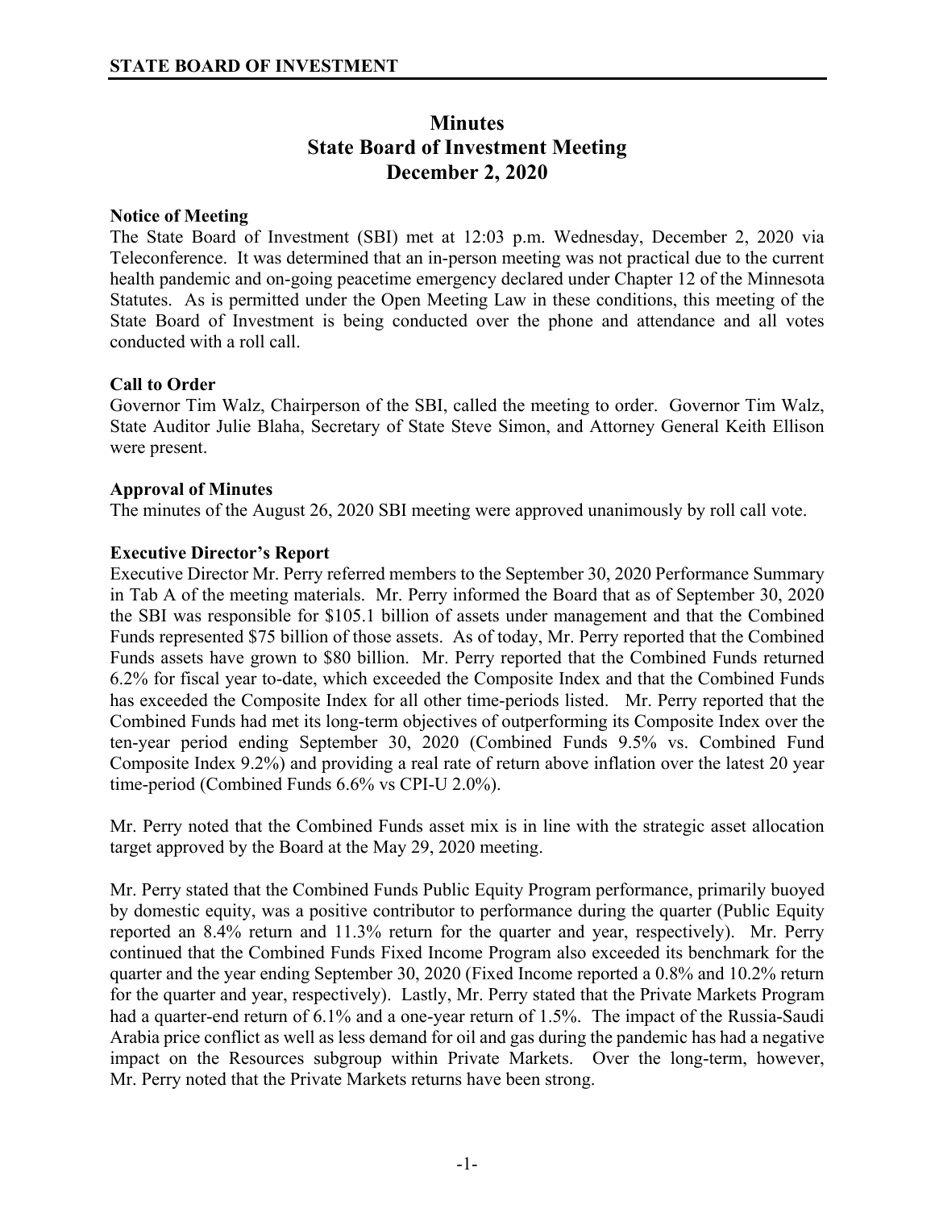**STATE BOARD OF INVESTMENT**

# Minutes
# State Board of Investment Meeting
# December 2, 2020

### Notice of Meeting

The State Board of Investment (SBI) met at 12:03 p.m. Wednesday, December 2, 2020 via Teleconference. It was determined that an in-person meeting was not practical due to the current health pandemic and on-going peacetime emergency declared under Chapter 12 of the Minnesota Statutes. As is permitted under the Open Meeting Law in these conditions, this meeting of the State Board of Investment is being conducted over the phone and attendance and all votes conducted with a roll call.

### Call to Order

Governor Tim Walz, Chairperson of the SBI, called the meeting to order. Governor Tim Walz, State Auditor Julie Blaha, Secretary of State Steve Simon, and Attorney General Keith Ellison were present.

### Approval of Minutes

The minutes of the August 26, 2020 SBI meeting were approved unanimously by roll call vote.

### Executive Director's Report

Executive Director Mr. Perry referred members to the September 30, 2020 Performance Summary in Tab A of the meeting materials. Mr. Perry informed the Board that as of September 30, 2020 the SBI was responsible for $105.1 billion of assets under management and that the Combined Funds represented $75 billion of those assets. As of today, Mr. Perry reported that the Combined Funds assets have grown to $80 billion. Mr. Perry reported that the Combined Funds returned 6.2% for fiscal year to-date, which exceeded the Composite Index and that the Combined Funds has exceeded the Composite Index for all other time-periods listed. Mr. Perry reported that the Combined Funds had met its long-term objectives of outperforming its Composite Index over the ten-year period ending September 30, 2020 (Combined Funds 9.5% vs. Combined Fund Composite Index 9.2%) and providing a real rate of return above inflation over the latest 20 year time-period (Combined Funds 6.6% vs CPI-U 2.0%).

Mr. Perry noted that the Combined Funds asset mix is in line with the strategic asset allocation target approved by the Board at the May 29, 2020 meeting.

Mr. Perry stated that the Combined Funds Public Equity Program performance, primarily buoyed by domestic equity, was a positive contributor to performance during the quarter (Public Equity reported an 8.4% return and 11.3% return for the quarter and year, respectively). Mr. Perry continued that the Combined Funds Fixed Income Program also exceeded its benchmark for the quarter and the year ending September 30, 2020 (Fixed Income reported a 0.8% and 10.2% return for the quarter and year, respectively). Lastly, Mr. Perry stated that the Private Markets Program had a quarter-end return of 6.1% and a one-year return of 1.5%. The impact of the Russia-Saudi Arabia price conflict as well as less demand for oil and gas during the pandemic has had a negative impact on the Resources subgroup within Private Markets. Over the long-term, however, Mr. Perry noted that the Private Markets returns have been strong.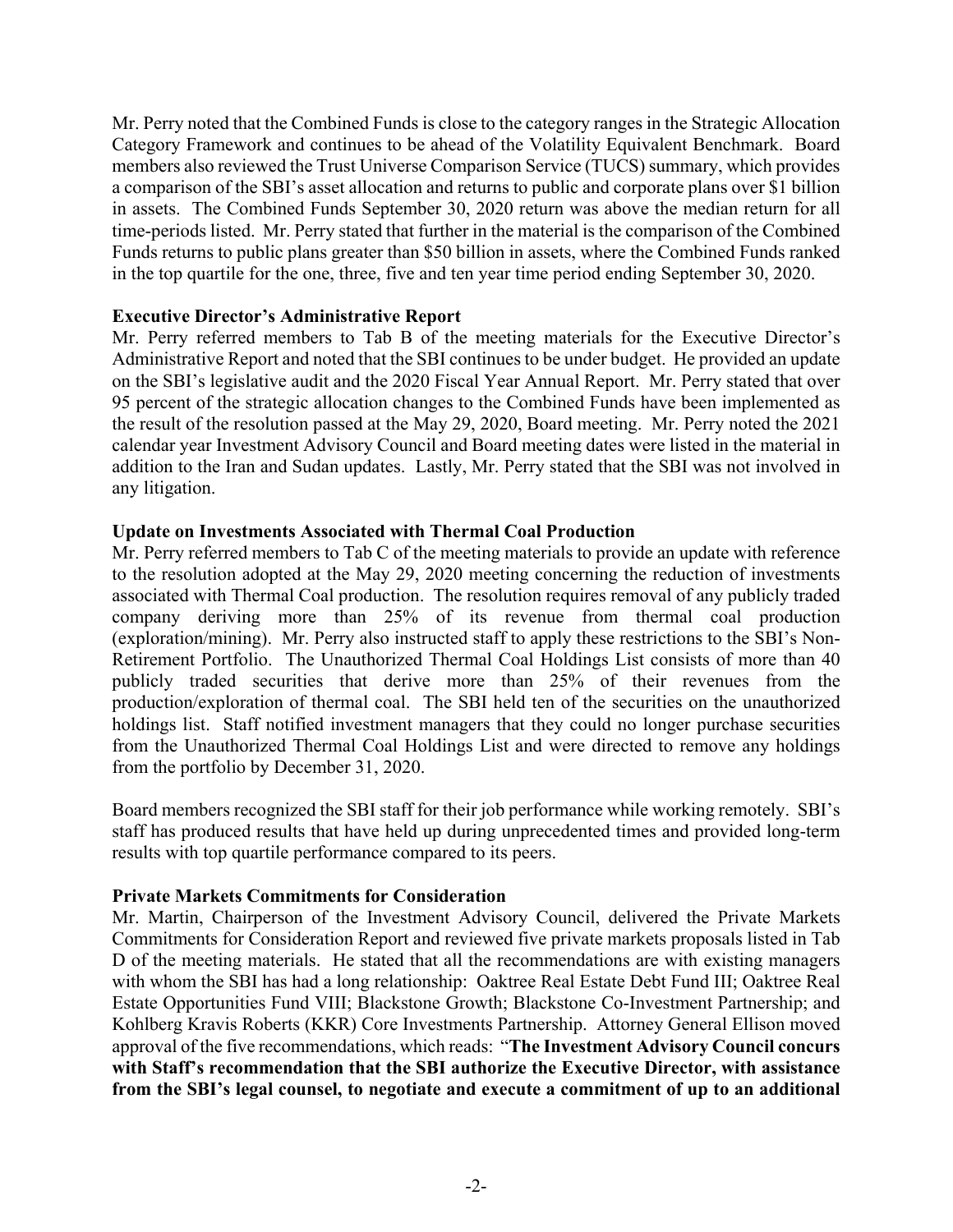Mr. Perry noted that the Combined Funds is close to the category ranges in the Strategic Allocation Category Framework and continues to be ahead of the Volatility Equivalent Benchmark. Board members also reviewed the Trust Universe Comparison Service (TUCS) summary, which provides a comparison of the SBI's asset allocation and returns to public and corporate plans over $1 billion in assets. The Combined Funds September 30, 2020 return was above the median return for all time-periods listed. Mr. Perry stated that further in the material is the comparison of the Combined Funds returns to public plans greater than $50 billion in assets, where the Combined Funds ranked in the top quartile for the one, three, five and ten year time period ending September 30, 2020.

**Executive Director's Administrative Report**

Mr. Perry referred members to Tab B of the meeting materials for the Executive Director's Administrative Report and noted that the SBI continues to be under budget. He provided an update on the SBI's legislative audit and the 2020 Fiscal Year Annual Report. Mr. Perry stated that over 95 percent of the strategic allocation changes to the Combined Funds have been implemented as the result of the resolution passed at the May 29, 2020, Board meeting. Mr. Perry noted the 2021 calendar year Investment Advisory Council and Board meeting dates were listed in the material in addition to the Iran and Sudan updates. Lastly, Mr. Perry stated that the SBI was not involved in any litigation.

**Update on Investments Associated with Thermal Coal Production**

Mr. Perry referred members to Tab C of the meeting materials to provide an update with reference to the resolution adopted at the May 29, 2020 meeting concerning the reduction of investments associated with Thermal Coal production. The resolution requires removal of any publicly traded company deriving more than 25% of its revenue from thermal coal production (exploration/mining). Mr. Perry also instructed staff to apply these restrictions to the SBI's Non-Retirement Portfolio. The Unauthorized Thermal Coal Holdings List consists of more than 40 publicly traded securities that derive more than 25% of their revenues from the production/exploration of thermal coal. The SBI held ten of the securities on the unauthorized holdings list. Staff notified investment managers that they could no longer purchase securities from the Unauthorized Thermal Coal Holdings List and were directed to remove any holdings from the portfolio by December 31, 2020.

Board members recognized the SBI staff for their job performance while working remotely. SBI's staff has produced results that have held up during unprecedented times and provided long-term results with top quartile performance compared to its peers.

**Private Markets Commitments for Consideration**

Mr. Martin, Chairperson of the Investment Advisory Council, delivered the Private Markets Commitments for Consideration Report and reviewed five private markets proposals listed in Tab D of the meeting materials. He stated that all the recommendations are with existing managers with whom the SBI has had a long relationship: Oaktree Real Estate Debt Fund III; Oaktree Real Estate Opportunities Fund VIII; Blackstone Growth; Blackstone Co-Investment Partnership; and Kohlberg Kravis Roberts (KKR) Core Investments Partnership. Attorney General Ellison moved approval of the five recommendations, which reads: "**The Investment Advisory Council concurs with Staff's recommendation that the SBI authorize the Executive Director, with assistance from the SBI's legal counsel, to negotiate and execute a commitment of up to an additional**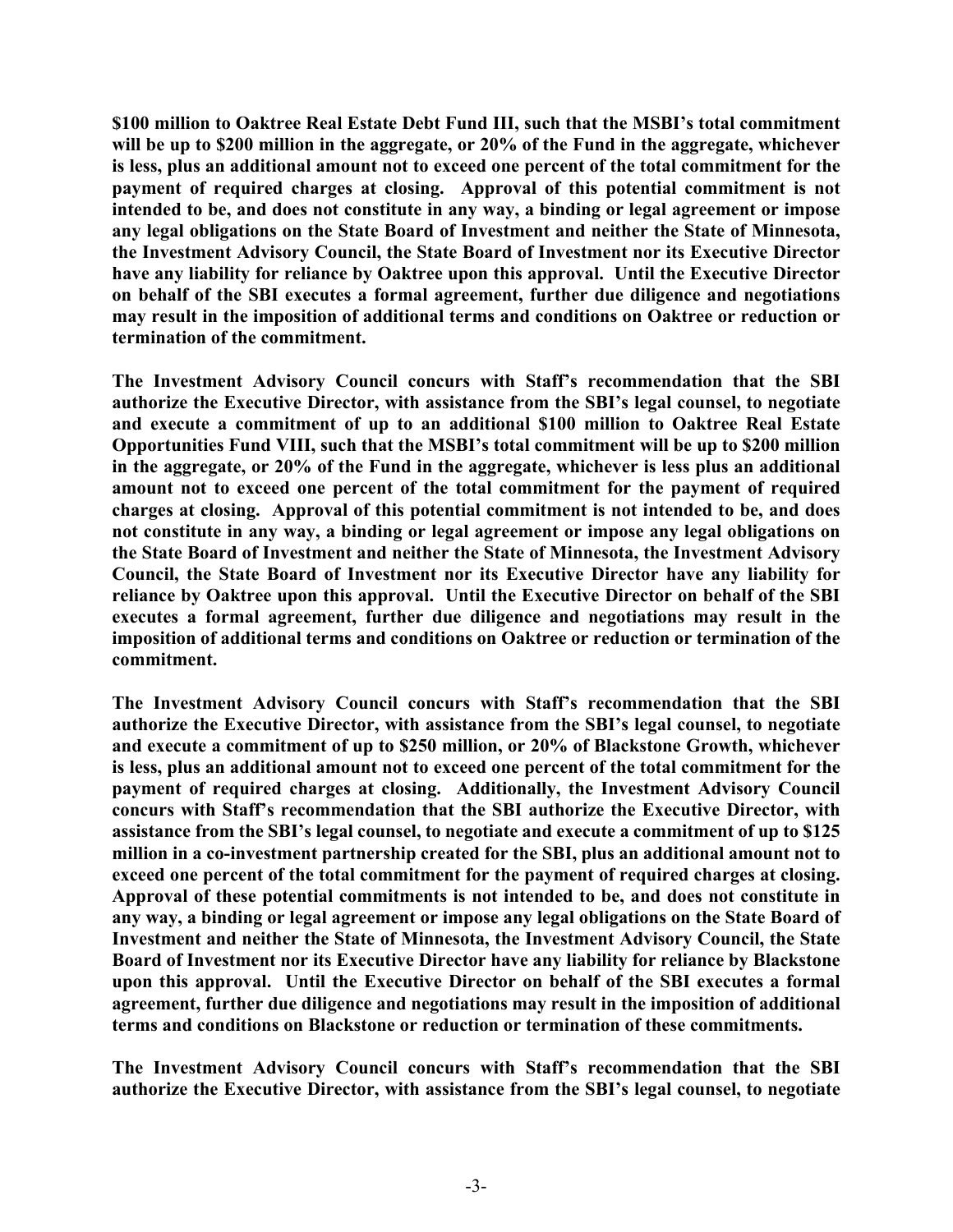**$100 million to Oaktree Real Estate Debt Fund III, such that the MSBI's total commitment will be up to $200 million in the aggregate, or 20% of the Fund in the aggregate, whichever is less, plus an additional amount not to exceed one percent of the total commitment for the payment of required charges at closing. Approval of this potential commitment is not intended to be, and does not constitute in any way, a binding or legal agreement or impose any legal obligations on the State Board of Investment and neither the State of Minnesota, the Investment Advisory Council, the State Board of Investment nor its Executive Director have any liability for reliance by Oaktree upon this approval. Until the Executive Director on behalf of the SBI executes a formal agreement, further due diligence and negotiations may result in the imposition of additional terms and conditions on Oaktree or reduction or termination of the commitment.**

**The Investment Advisory Council concurs with Staff's recommendation that the SBI authorize the Executive Director, with assistance from the SBI's legal counsel, to negotiate and execute a commitment of up to an additional $100 million to Oaktree Real Estate Opportunities Fund VIII, such that the MSBI's total commitment will be up to $200 million in the aggregate, or 20% of the Fund in the aggregate, whichever is less plus an additional amount not to exceed one percent of the total commitment for the payment of required charges at closing. Approval of this potential commitment is not intended to be, and does not constitute in any way, a binding or legal agreement or impose any legal obligations on the State Board of Investment and neither the State of Minnesota, the Investment Advisory Council, the State Board of Investment nor its Executive Director have any liability for reliance by Oaktree upon this approval. Until the Executive Director on behalf of the SBI executes a formal agreement, further due diligence and negotiations may result in the imposition of additional terms and conditions on Oaktree or reduction or termination of the commitment.**

**The Investment Advisory Council concurs with Staff's recommendation that the SBI authorize the Executive Director, with assistance from the SBI's legal counsel, to negotiate and execute a commitment of up to $250 million, or 20% of Blackstone Growth, whichever is less, plus an additional amount not to exceed one percent of the total commitment for the payment of required charges at closing. Additionally, the Investment Advisory Council concurs with Staff's recommendation that the SBI authorize the Executive Director, with assistance from the SBI's legal counsel, to negotiate and execute a commitment of up to $125 million in a co-investment partnership created for the SBI, plus an additional amount not to exceed one percent of the total commitment for the payment of required charges at closing. Approval of these potential commitments is not intended to be, and does not constitute in any way, a binding or legal agreement or impose any legal obligations on the State Board of Investment and neither the State of Minnesota, the Investment Advisory Council, the State Board of Investment nor its Executive Director have any liability for reliance by Blackstone upon this approval. Until the Executive Director on behalf of the SBI executes a formal agreement, further due diligence and negotiations may result in the imposition of additional terms and conditions on Blackstone or reduction or termination of these commitments.**

**The Investment Advisory Council concurs with Staff's recommendation that the SBI authorize the Executive Director, with assistance from the SBI's legal counsel, to negotiate**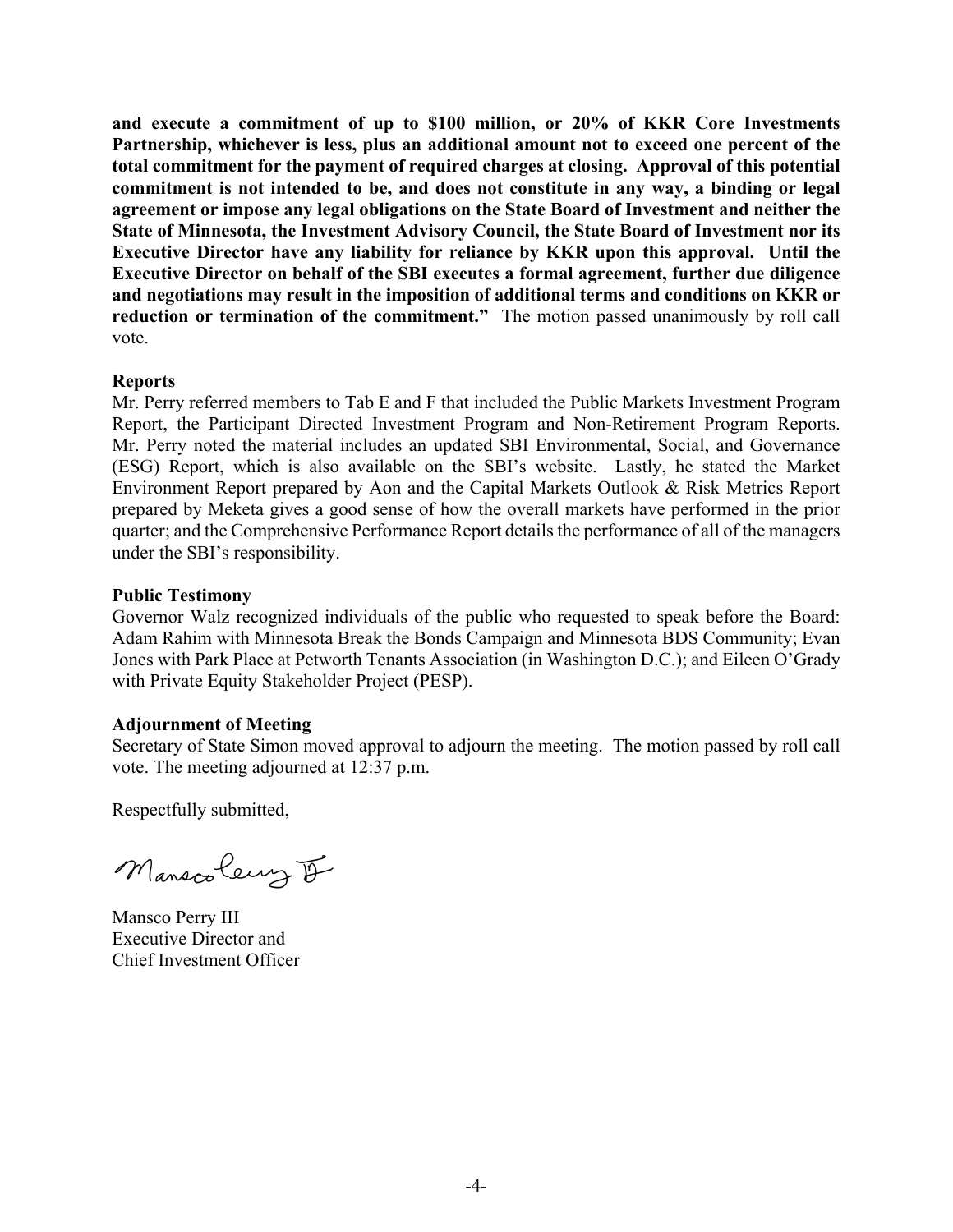**and execute a commitment of up to $100 million, or 20% of KKR Core Investments Partnership, whichever is less, plus an additional amount not to exceed one percent of the total commitment for the payment of required charges at closing. Approval of this potential commitment is not intended to be, and does not constitute in any way, a binding or legal agreement or impose any legal obligations on the State Board of Investment and neither the State of Minnesota, the Investment Advisory Council, the State Board of Investment nor its Executive Director have any liability for reliance by KKR upon this approval. Until the Executive Director on behalf of the SBI executes a formal agreement, further due diligence and negotiations may result in the imposition of additional terms and conditions on KKR or reduction or termination of the commitment."** The motion passed unanimously by roll call vote.

**Reports**

Mr. Perry referred members to Tab E and F that included the Public Markets Investment Program Report, the Participant Directed Investment Program and Non-Retirement Program Reports. Mr. Perry noted the material includes an updated SBI Environmental, Social, and Governance (ESG) Report, which is also available on the SBI's website. Lastly, he stated the Market Environment Report prepared by Aon and the Capital Markets Outlook & Risk Metrics Report prepared by Meketa gives a good sense of how the overall markets have performed in the prior quarter; and the Comprehensive Performance Report details the performance of all of the managers under the SBI's responsibility.

**Public Testimony**

Governor Walz recognized individuals of the public who requested to speak before the Board: Adam Rahim with Minnesota Break the Bonds Campaign and Minnesota BDS Community; Evan Jones with Park Place at Petworth Tenants Association (in Washington D.C.); and Eileen O'Grady with Private Equity Stakeholder Project (PESP).

**Adjournment of Meeting**

Secretary of State Simon moved approval to adjourn the meeting. The motion passed by roll call vote. The meeting adjourned at 12:37 p.m.

Respectfully submitted,

Mansco Perry III
Executive Director and
Chief Investment Officer